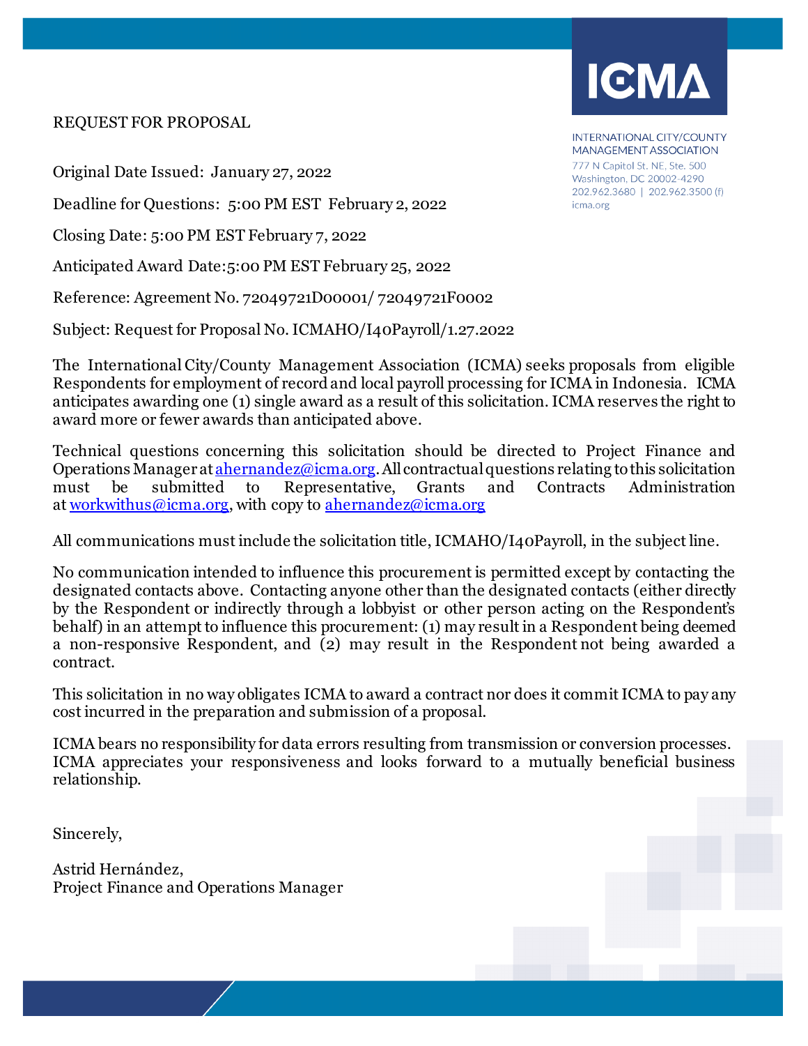ICMA

INTERNATIONAL CITY/COUNTY MANAGEMENT ASSOCIATION
777 N Capitol St. NE, Ste. 500
Washington, DC 20002-4290
202.962.3680 | 202.962.3500 (f)
icma.org

REQUEST FOR PROPOSAL

Original Date Issued: January 27, 2022

Deadline for Questions: 5:00 PM EST February 2, 2022

Closing Date: 5:00 PM EST February 7, 2022

Anticipated Award Date:5:00 PM EST February 25, 2022

Reference: Agreement No. 72049721D00001/ 72049721F0002

Subject: Request for Proposal No. ICMAHO/I40Payroll/1.27.2022

The International City/County Management Association (ICMA) seeks proposals from eligible Respondents for employment of record and local payroll processing for ICMA in Indonesia. ICMA anticipates awarding one (1) single award as a result of this solicitation. ICMA reserves the right to award more or fewer awards than anticipated above.

Technical questions concerning this solicitation should be directed to Project Finance and Operations Manager at ahernandez@icma.org. All contractual questions relating to this solicitation must be submitted to Representative, Grants and Contracts Administration at workwithus@icma.org, with copy to ahernandez@icma.org

All communications must include the solicitation title, ICMAHO/I40Payroll, in the subject line.

No communication intended to influence this procurement is permitted except by contacting the designated contacts above. Contacting anyone other than the designated contacts (either directly by the Respondent or indirectly through a lobbyist or other person acting on the Respondent's behalf) in an attempt to influence this procurement: (1) may result in a Respondent being deemed a non-responsive Respondent, and (2) may result in the Respondent not being awarded a contract.

This solicitation in no way obligates ICMA to award a contract nor does it commit ICMA to pay any cost incurred in the preparation and submission of a proposal.

ICMA bears no responsibility for data errors resulting from transmission or conversion processes. ICMA appreciates your responsiveness and looks forward to a mutually beneficial business relationship.

Sincerely,

Astrid Hernández,
Project Finance and Operations Manager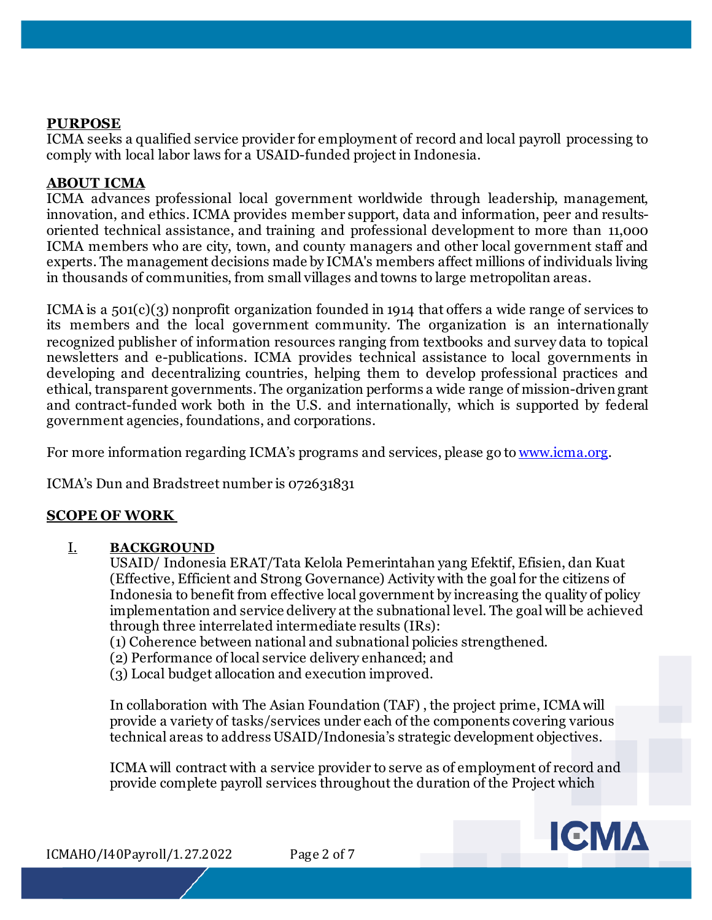**PURPOSE**
ICMA seeks a qualified service provider for employment of record and local payroll processing to comply with local labor laws for a USAID-funded project in Indonesia.

**ABOUT ICMA**
ICMA advances professional local government worldwide through leadership, management, innovation, and ethics. ICMA provides member support, data and information, peer and results-oriented technical assistance, and training and professional development to more than 11,000 ICMA members who are city, town, and county managers and other local government staff and experts. The management decisions made by ICMA's members affect millions of individuals living in thousands of communities, from small villages and towns to large metropolitan areas.

ICMA is a 501(c)(3) nonprofit organization founded in 1914 that offers a wide range of services to its members and the local government community. The organization is an internationally recognized publisher of information resources ranging from textbooks and survey data to topical newsletters and e-publications. ICMA provides technical assistance to local governments in developing and decentralizing countries, helping them to develop professional practices and ethical, transparent governments. The organization performs a wide range of mission-driven grant and contract-funded work both in the U.S. and internationally, which is supported by federal government agencies, foundations, and corporations.

For more information regarding ICMA's programs and services, please go to [www.icma.org](http://www.icma.org).

ICMA's Dun and Bradstreet number is 072631831

**SCOPE OF WORK**

I. **BACKGROUND**

USAID/ Indonesia ERAT/Tata Kelola Pemerintahan yang Efektif, Efisien, dan Kuat (Effective, Efficient and Strong Governance) Activity with the goal for the citizens of Indonesia to benefit from effective local government by increasing the quality of policy implementation and service delivery at the subnational level. The goal will be achieved through three interrelated intermediate results (IRs):
(1) Coherence between national and subnational policies strengthened.
(2) Performance of local service delivery enhanced; and
(3) Local budget allocation and execution improved.

In collaboration with The Asian Foundation (TAF) , the project prime, ICMA will provide a variety of tasks/services under each of the components covering various technical areas to address USAID/Indonesia's strategic development objectives.

ICMA will contract with a service provider to serve as of employment of record and provide complete payroll services throughout the duration of the Project which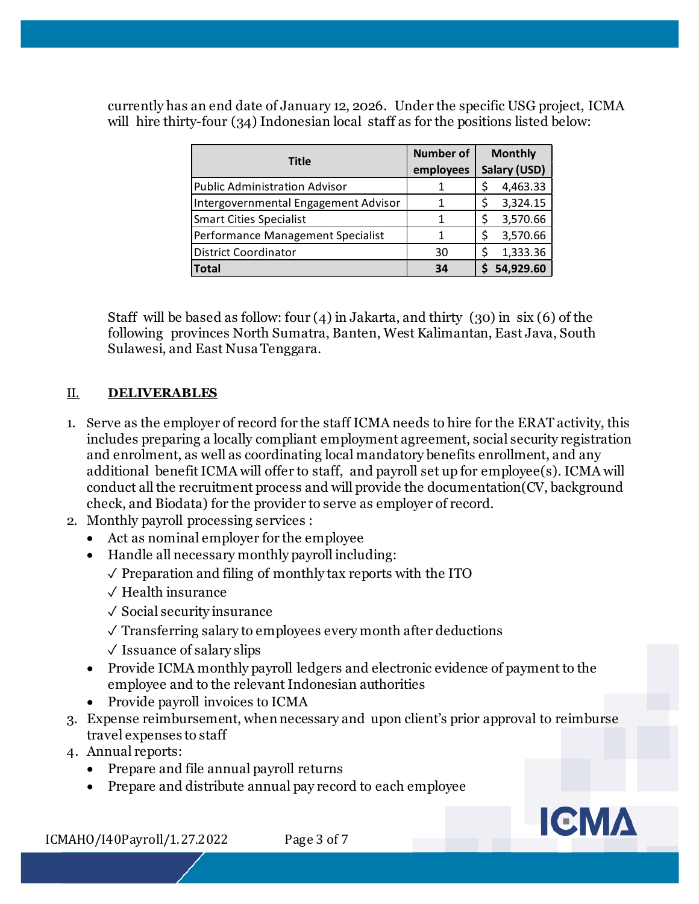currently has an end date of January 12, 2026. Under the specific USG project, ICMA will hire thirty-four (34) Indonesian local staff as for the positions listed below:

| Title | Number of employees | Monthly Salary (USD) |
|---|---|---|
| Public Administration Advisor | 1 | $ 4,463.33 |
| Intergovernmental Engagement Advisor | 1 | $ 3,324.15 |
| Smart Cities Specialist | 1 | $ 3,570.66 |
| Performance Management Specialist | 1 | $ 3,570.66 |
| District Coordinator | 30 | $ 1,333.36 |
| **Total** | **34** | **$ 54,929.60** |

Staff will be based as follow: four (4) in Jakarta, and thirty (30) in six (6) of the following provinces North Sumatra, Banten, West Kalimantan, East Java, South Sulawesi, and East Nusa Tenggara.

## II. DELIVERABLES

1. Serve as the employer of record for the staff ICMA needs to hire for the ERAT activity, this includes preparing a locally compliant employment agreement, social security registration and enrolment, as well as coordinating local mandatory benefits enrollment, and any additional benefit ICMA will offer to staff, and payroll set up for employee(s). ICMA will conduct all the recruitment process and will provide the documentation(CV, background check, and Biodata) for the provider to serve as employer of record.
2. Monthly payroll processing services :
   - Act as nominal employer for the employee
   - Handle all necessary monthly payroll including:
     - ✓ Preparation and filing of monthly tax reports with the ITO
     - ✓ Health insurance
     - ✓ Social security insurance
     - ✓ Transferring salary to employees every month after deductions
     - ✓ Issuance of salary slips
   - Provide ICMA monthly payroll ledgers and electronic evidence of payment to the employee and to the relevant Indonesian authorities
   - Provide payroll invoices to ICMA
3. Expense reimbursement, when necessary and upon client's prior approval to reimburse travel expenses to staff
4. Annual reports:
   - Prepare and file annual payroll returns
   - Prepare and distribute annual pay record to each employee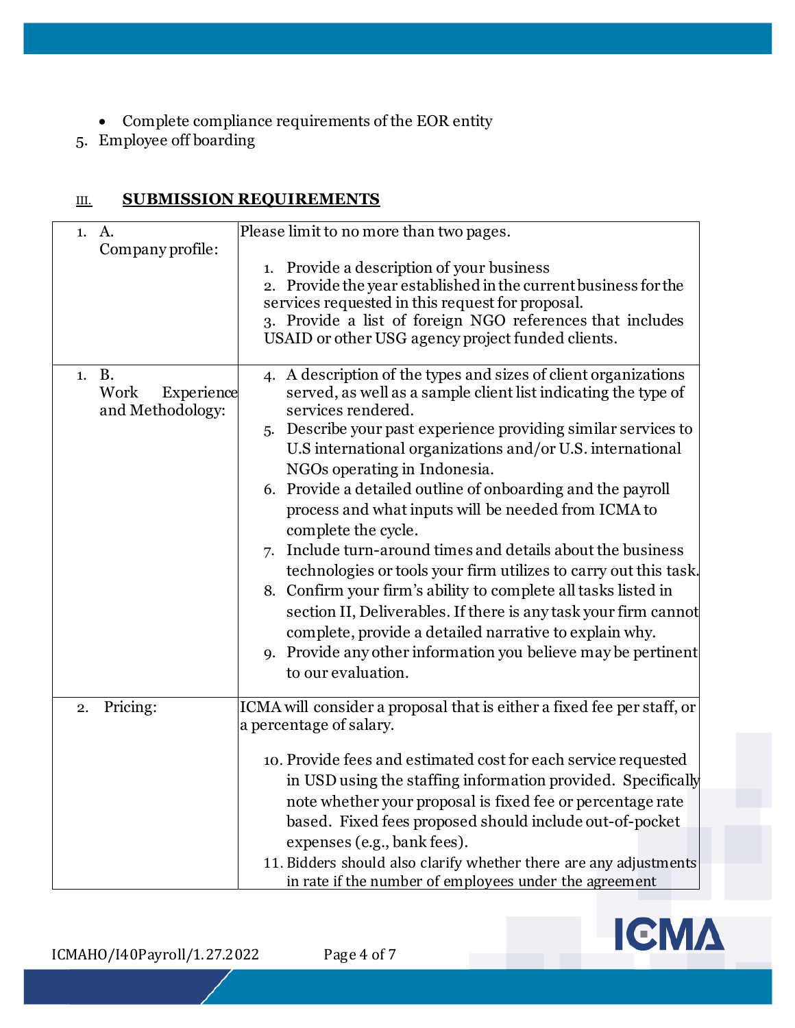- Complete compliance requirements of the EOR entity

5. Employee off boarding

## III. SUBMISSION REQUIREMENTS

| | |
|---|---|
| 1. A. Company profile: | Please limit to no more than two pages.<br><br>1. Provide a description of your business<br>2. Provide the year established in the current business for the services requested in this request for proposal.<br>3. Provide a list of foreign NGO references that includes USAID or other USG agency project funded clients. |
| 1. B. Work Experience and Methodology: | 4. A description of the types and sizes of client organizations served, as well as a sample client list indicating the type of services rendered.<br>5. Describe your past experience providing similar services to U.S international organizations and/or U.S. international NGOs operating in Indonesia.<br>6. Provide a detailed outline of onboarding and the payroll process and what inputs will be needed from ICMA to complete the cycle.<br>7. Include turn-around times and details about the business technologies or tools your firm utilizes to carry out this task.<br>8. Confirm your firm's ability to complete all tasks listed in section II, Deliverables. If there is any task your firm cannot complete, provide a detailed narrative to explain why.<br>9. Provide any other information you believe may be pertinent to our evaluation. |
| 2. Pricing: | ICMA will consider a proposal that is either a fixed fee per staff, or a percentage of salary.<br><br>10. Provide fees and estimated cost for each service requested in USD using the staffing information provided. Specifically note whether your proposal is fixed fee or percentage rate based. Fixed fees proposed should include out-of-pocket expenses (e.g., bank fees).<br>11. Bidders should also clarify whether there are any adjustments in rate if the number of employees under the agreement |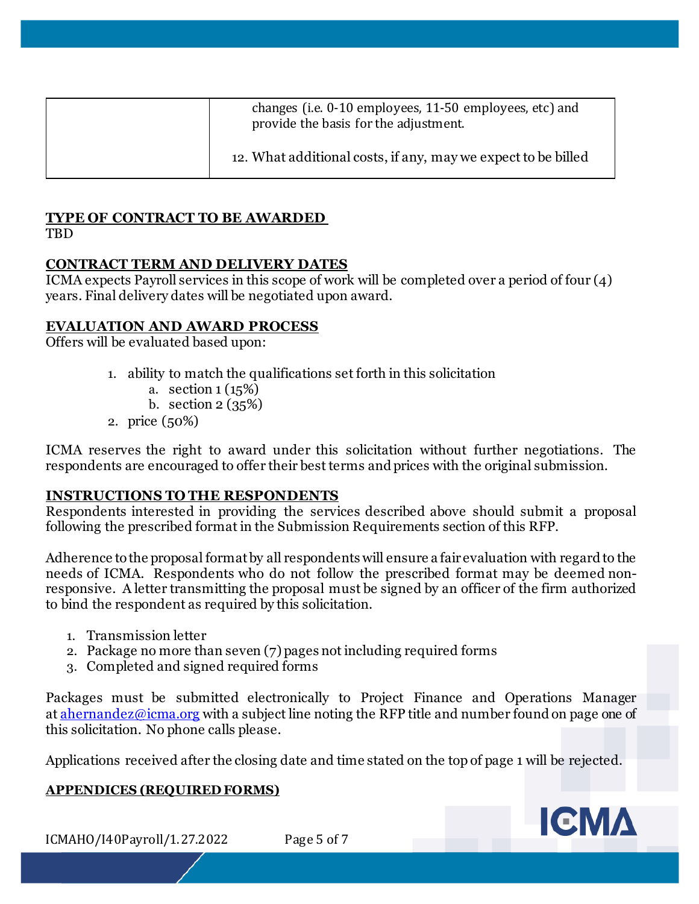| | changes (i.e. 0-10 employees, 11-50 employees, etc) and provide the basis for the adjustment.<br><br>12. What additional costs, if any, may we expect to be billed |
|---|---|

**TYPE OF CONTRACT TO BE AWARDED**

TBD

**CONTRACT TERM AND DELIVERY DATES**

ICMA expects Payroll services in this scope of work will be completed over a period of four (4) years. Final delivery dates will be negotiated upon award.

**EVALUATION AND AWARD PROCESS**

Offers will be evaluated based upon:

1. ability to match the qualifications set forth in this solicitation
   a. section 1 (15%)
   b. section 2 (35%)
2. price (50%)

ICMA reserves the right to award under this solicitation without further negotiations. The respondents are encouraged to offer their best terms and prices with the original submission.

**INSTRUCTIONS TO THE RESPONDENTS**

Respondents interested in providing the services described above should submit a proposal following the prescribed format in the Submission Requirements section of this RFP.

Adherence to the proposal format by all respondents will ensure a fair evaluation with regard to the needs of ICMA. Respondents who do not follow the prescribed format may be deemed non-responsive. A letter transmitting the proposal must be signed by an officer of the firm authorized to bind the respondent as required by this solicitation.

1. Transmission letter
2. Package no more than seven (7) pages not including required forms
3. Completed and signed required forms

Packages must be submitted electronically to Project Finance and Operations Manager at ahernandez@icma.org with a subject line noting the RFP title and number found on page one of this solicitation. No phone calls please.

Applications received after the closing date and time stated on the top of page 1 will be rejected.

**APPENDICES (REQUIRED FORMS)**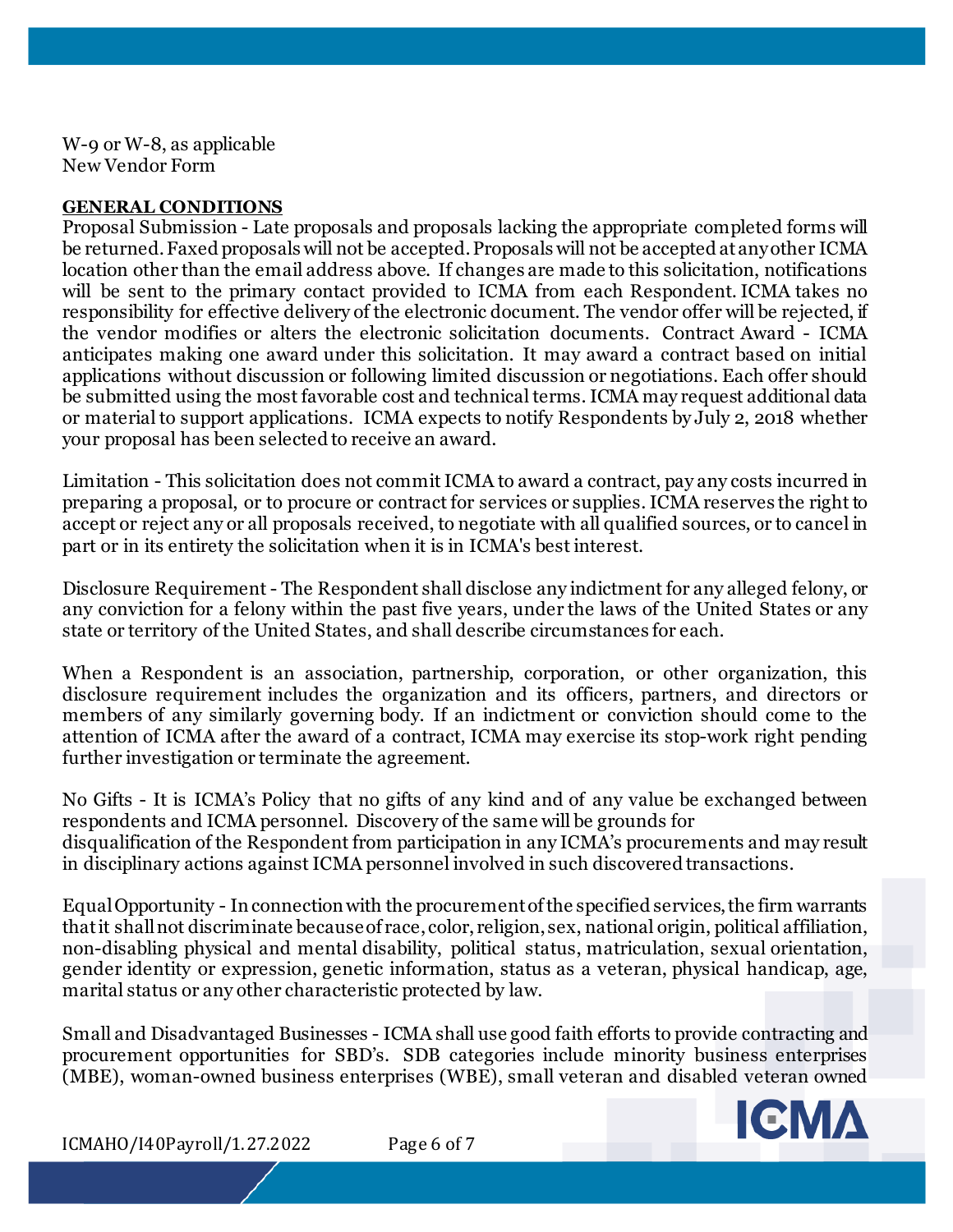W-9 or W-8, as applicable
New Vendor Form

**GENERAL CONDITIONS**

Proposal Submission - Late proposals and proposals lacking the appropriate completed forms will be returned. Faxed proposals will not be accepted. Proposals will not be accepted at any other ICMA location other than the email address above. If changes are made to this solicitation, notifications will be sent to the primary contact provided to ICMA from each Respondent. ICMA takes no responsibility for effective delivery of the electronic document. The vendor offer will be rejected, if the vendor modifies or alters the electronic solicitation documents. Contract Award - ICMA anticipates making one award under this solicitation. It may award a contract based on initial applications without discussion or following limited discussion or negotiations. Each offer should be submitted using the most favorable cost and technical terms. ICMA may request additional data or material to support applications. ICMA expects to notify Respondents by July 2, 2018 whether your proposal has been selected to receive an award.

Limitation - This solicitation does not commit ICMA to award a contract, pay any costs incurred in preparing a proposal, or to procure or contract for services or supplies. ICMA reserves the right to accept or reject any or all proposals received, to negotiate with all qualified sources, or to cancel in part or in its entirety the solicitation when it is in ICMA's best interest.

Disclosure Requirement - The Respondent shall disclose any indictment for any alleged felony, or any conviction for a felony within the past five years, under the laws of the United States or any state or territory of the United States, and shall describe circumstances for each.

When a Respondent is an association, partnership, corporation, or other organization, this disclosure requirement includes the organization and its officers, partners, and directors or members of any similarly governing body. If an indictment or conviction should come to the attention of ICMA after the award of a contract, ICMA may exercise its stop-work right pending further investigation or terminate the agreement.

No Gifts - It is ICMA's Policy that no gifts of any kind and of any value be exchanged between respondents and ICMA personnel. Discovery of the same will be grounds for disqualification of the Respondent from participation in any ICMA's procurements and may result in disciplinary actions against ICMA personnel involved in such discovered transactions.

Equal Opportunity - In connection with the procurement of the specified services, the firm warrants that it shall not discriminate because of race, color, religion, sex, national origin, political affiliation, non-disabling physical and mental disability, political status, matriculation, sexual orientation, gender identity or expression, genetic information, status as a veteran, physical handicap, age, marital status or any other characteristic protected by law.

Small and Disadvantaged Businesses - ICMA shall use good faith efforts to provide contracting and procurement opportunities for SBD's. SDB categories include minority business enterprises (MBE), woman-owned business enterprises (WBE), small veteran and disabled veteran owned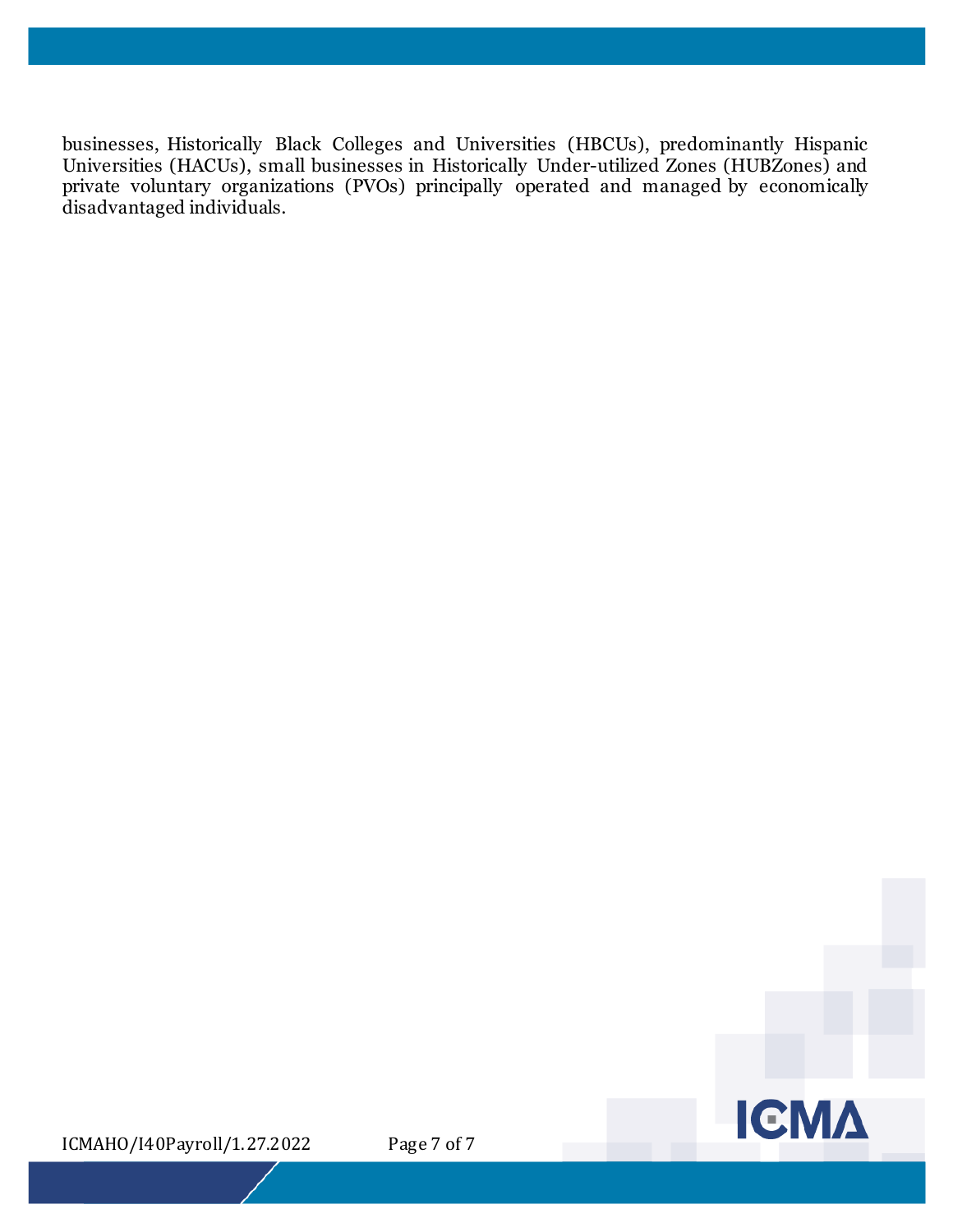businesses, Historically Black Colleges and Universities (HBCUs), predominantly Hispanic Universities (HACUs), small businesses in Historically Under-utilized Zones (HUBZones) and private voluntary organizations (PVOs) principally operated and managed by economically disadvantaged individuals.